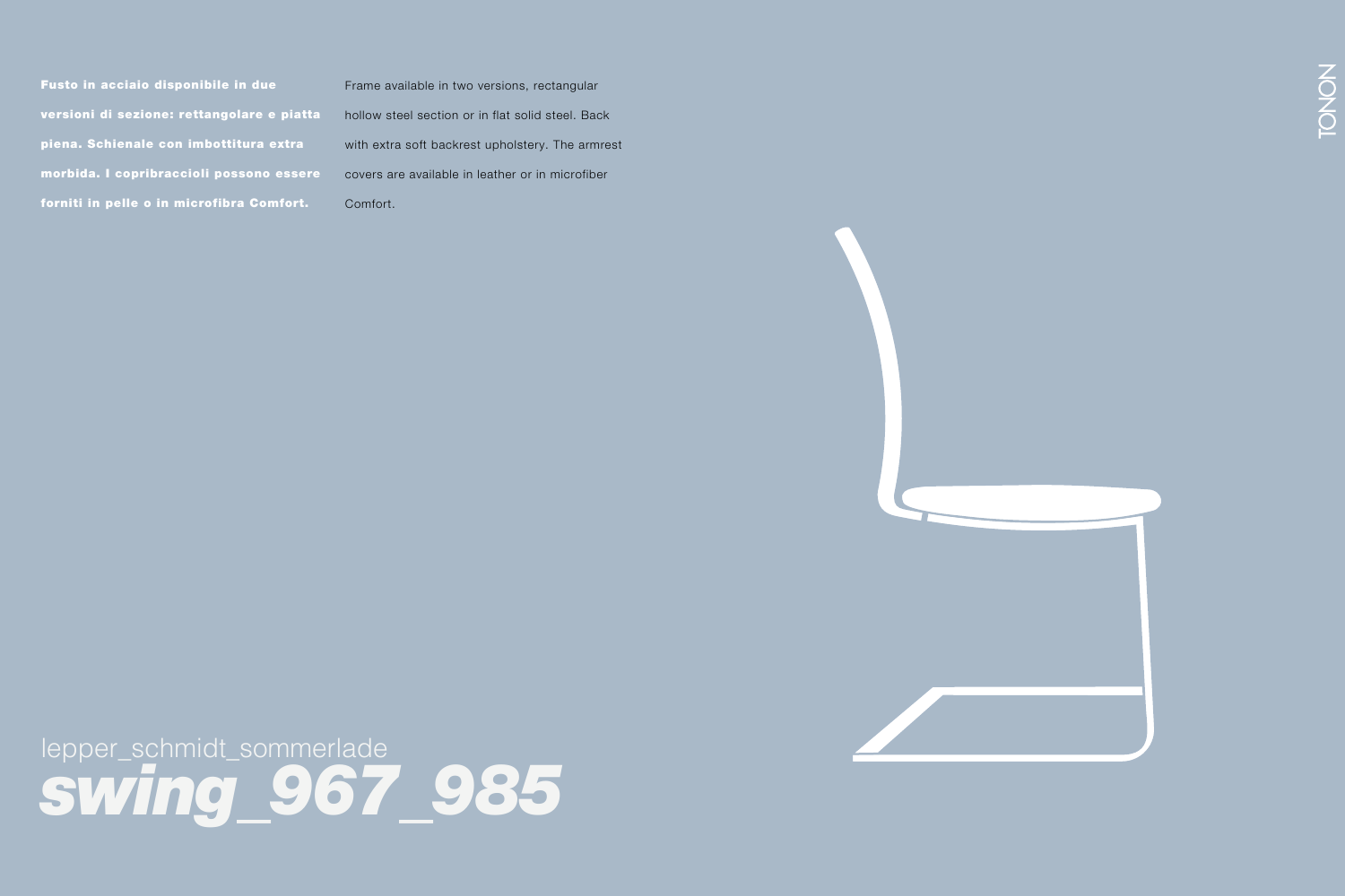**Fusto in acciaio disponibile in due versioni di sezione: rettangolare e piatta piena. Schienale con imbottitura extra morbida. I copribraccioli possono essere forniti in pelle o in microfibra Comfort.**

Frame available in two versions, rectangular hollow steel section or in flat solid steel. Back with extra soft backrest upholstery. The armrest covers are available in leather or in microfiber Comfort.

TONON

lepper_schmidt_sommerlade

# ***swing_967_985***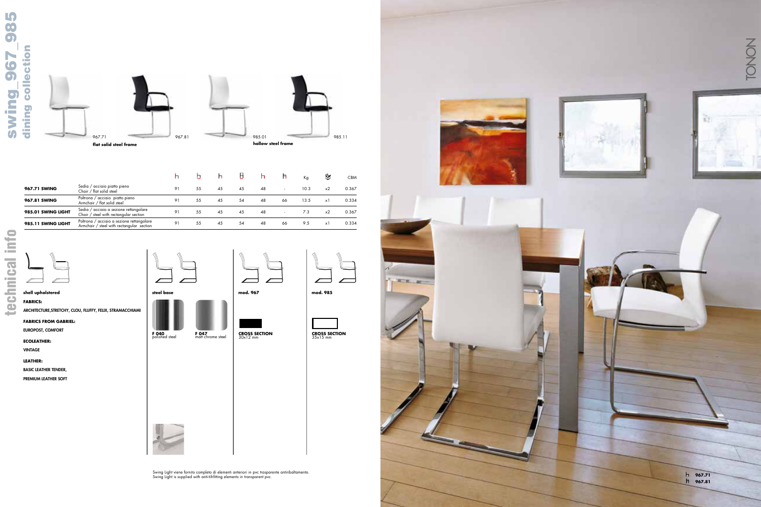# swing_967_985

## dining collection

967.71 | 967.81 — **flat solid steel frame**

985.01 | 985.11 — **hollow steel frame**

## technical info

| | | h | h | h | h | h | h | Kg | | CBM |
|---|---|---|---|---|---|---|---|---|---|---|
| **967.71 SWING** | Sedia / acciaio piatto pieno<br>Chair / flat solid steel | 91 | 55 | 45 | 45 | 48 | - | 10.3 | x2 | 0.367 |
| **967.81 SWING** | Poltrona / acciaio piatto pieno<br>Armchair / flat solid steel | 91 | 55 | 45 | 54 | 48 | 66 | 13.5 | x1 | 0.334 |
| **985.01 SWING LIGHT** | Sedia / acciaio a sezione rettangolare<br>Chair / steel with rectangular section | 91 | 55 | 45 | 45 | 48 | - | 7.3 | x2 | 0.367 |
| **985.11 SWING LIGHT** | Poltrona / acciaio a sezione rettangolare<br>Armchair / steel with rectangular section | 91 | 55 | 45 | 54 | 48 | 66 | 9.5 | x1 | 0.334 |

**shell upholstered**

**FABRICS:**

ARCHITECTURE,STRETCHY, CLOU, FLUFFY, FELIX, STRAMACCHIAMI

**FABRICS FROM GABRIEL:**

EUROPOST, COMFORT

**ECOLEATHER:**

VINTAGE

**LEATHER:**

BASIC LEATHER TENDER,

PREMIUM LEATHER SOFT

**steel base**

**F 040**
polished steel

**F 047**
matt chrome steel

**mod. 967**

**CROSS SECTION**
30x12 mm

**mod. 985**

**CROSS SECTION**
35x15 mm

Swing Light viene fornito completo di elementi anteriori in pvc trasparente antiribaltamento.
Swing Light is supplied with anti-tilt-fitting elements in transparent pvc.

TONON

967.71
967.81